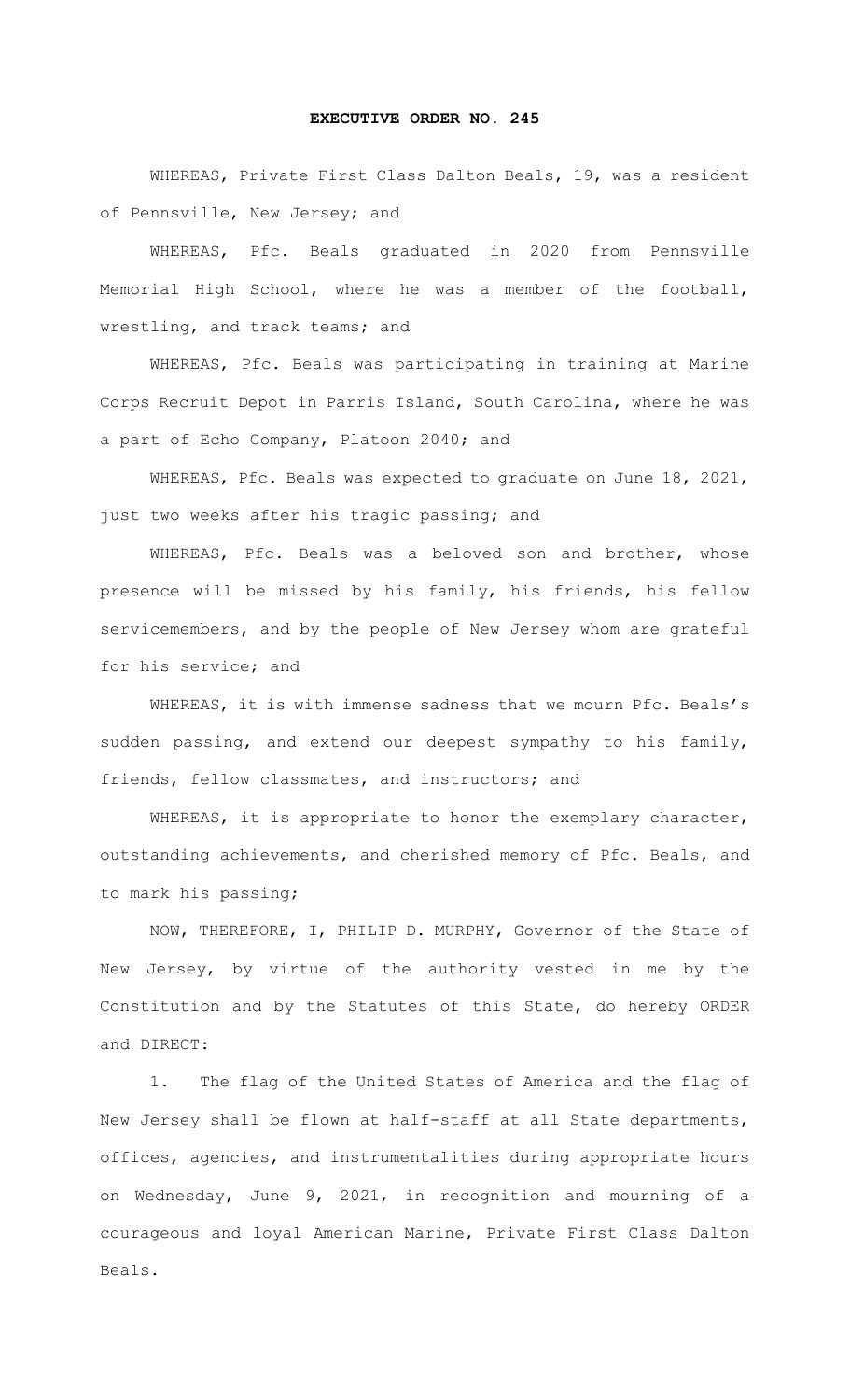# EXECUTIVE ORDER NO. 245

WHEREAS, Private First Class Dalton Beals, 19, was a resident of Pennsville, New Jersey; and

WHEREAS, Pfc. Beals graduated in 2020 from Pennsville Memorial High School, where he was a member of the football, wrestling, and track teams; and

WHEREAS, Pfc. Beals was participating in training at Marine Corps Recruit Depot in Parris Island, South Carolina, where he was a part of Echo Company, Platoon 2040; and

WHEREAS, Pfc. Beals was expected to graduate on June 18, 2021, just two weeks after his tragic passing; and

WHEREAS, Pfc. Beals was a beloved son and brother, whose presence will be missed by his family, his friends, his fellow servicemembers, and by the people of New Jersey whom are grateful for his service; and

WHEREAS, it is with immense sadness that we mourn Pfc. Beals's sudden passing, and extend our deepest sympathy to his family, friends, fellow classmates, and instructors; and

WHEREAS, it is appropriate to honor the exemplary character, outstanding achievements, and cherished memory of Pfc. Beals, and to mark his passing;

NOW, THEREFORE, I, PHILIP D. MURPHY, Governor of the State of New Jersey, by virtue of the authority vested in me by the Constitution and by the Statutes of this State, do hereby ORDER and DIRECT:

1. The flag of the United States of America and the flag of New Jersey shall be flown at half-staff at all State departments, offices, agencies, and instrumentalities during appropriate hours on Wednesday, June 9, 2021, in recognition and mourning of a courageous and loyal American Marine, Private First Class Dalton Beals.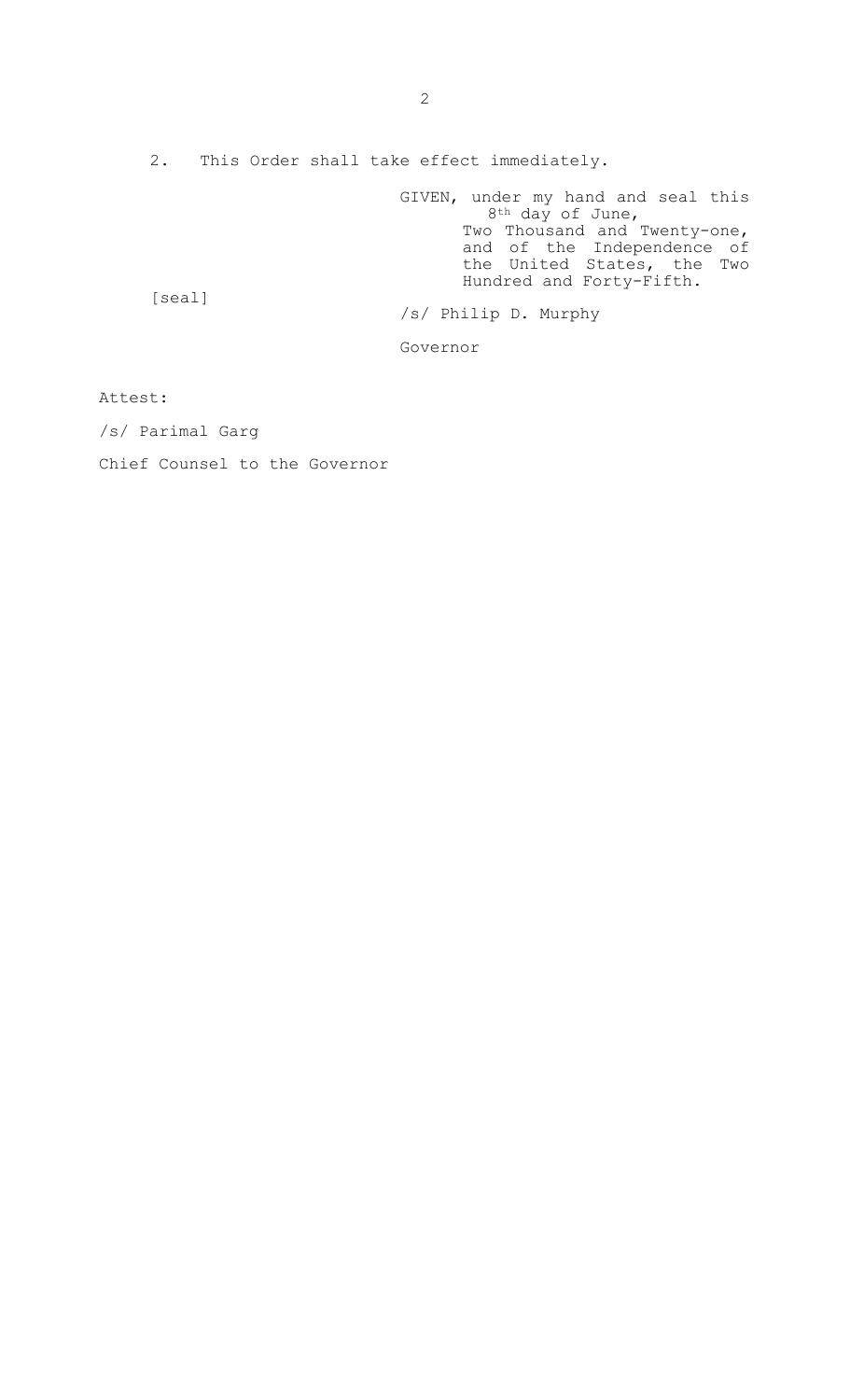2. This Order shall take effect immediately.

GIVEN, under my hand and seal this 8th day of June, Two Thousand and Twenty-one, and of the Independence of the United States, the Two Hundred and Forty-Fifth.

[seal]

/s/ Philip D. Murphy

Governor

Attest:

/s/ Parimal Garg

Chief Counsel to the Governor